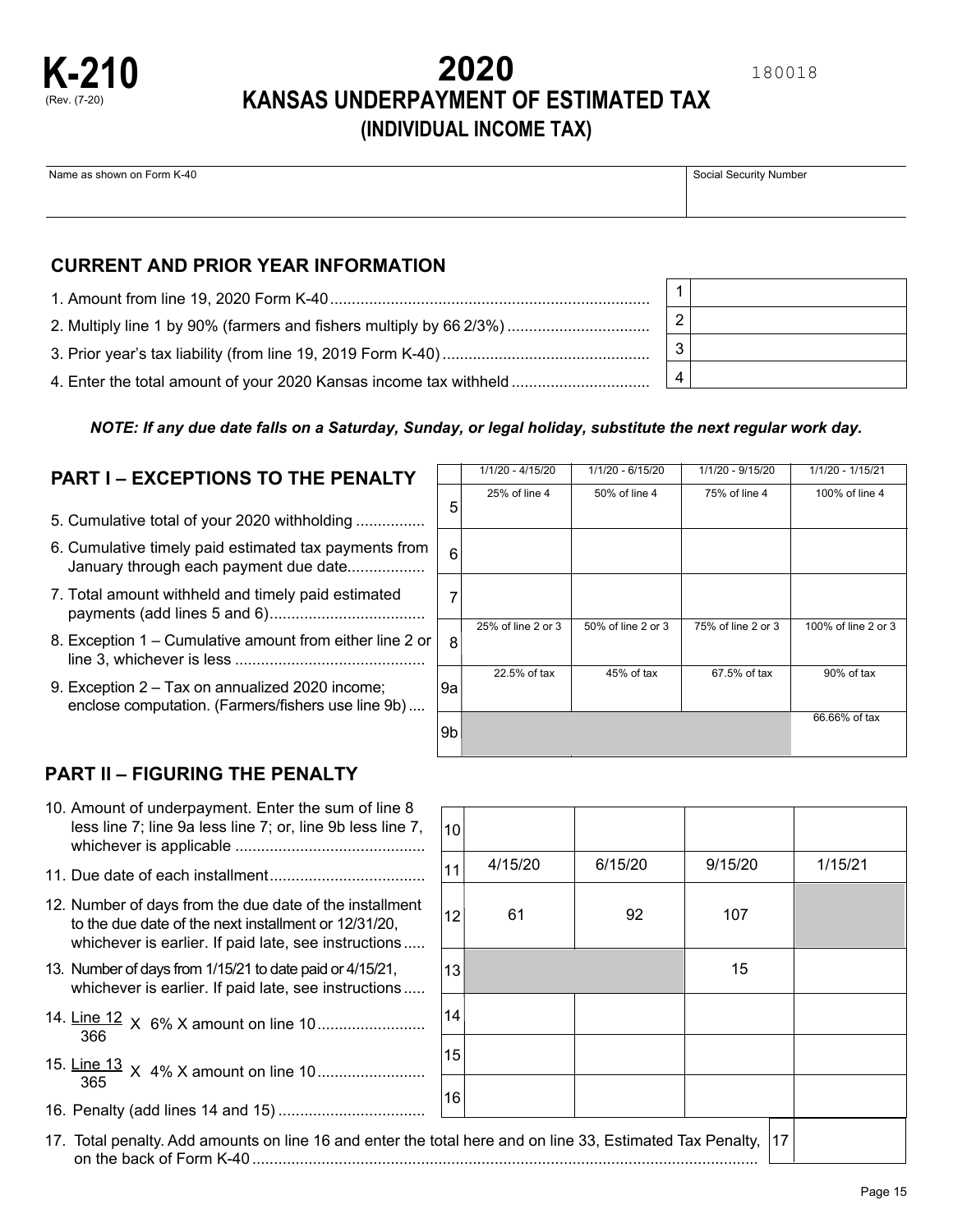# K-210

(Rev. 7-20)

# 2020

# KANSAS UNDERPAYMENT OF ESTIMATED TAX

## (INDIVIDUAL INCOME TAX)

180018

| Name as shown on Form K-40 | Social Security Number |
|---|---|
| | |

## CURRENT AND PRIOR YEAR INFORMATION

| | | |
|---|---|---|
| 1. Amount from line 19, 2020 Form K-40 | 1 | |
| 2. Multiply line 1 by 90% (farmers and fishers multiply by 66 2/3%) | 2 | |
| 3. Prior year's tax liability (from line 19, 2019 Form K-40) | 3 | |
| 4. Enter the total amount of your 2020 Kansas income tax withheld | 4 | |

***NOTE: If any due date falls on a Saturday, Sunday, or legal holiday, substitute the next regular work day.***

## PART I – EXCEPTIONS TO THE PENALTY

| | | 1/1/20 - 4/15/20 | 1/1/20 - 6/15/20 | 1/1/20 - 9/15/20 | 1/1/20 - 1/15/21 |
|---|---|---|---|---|---|
| 5. Cumulative total of your 2020 withholding | 5 | 25% of line 4 | 50% of line 4 | 75% of line 4 | 100% of line 4 |
| 6. Cumulative timely paid estimated tax payments from January through each payment due date | 6 | | | | |
| 7. Total amount withheld and timely paid estimated payments (add lines 5 and 6) | 7 | | | | |
| 8. Exception 1 – Cumulative amount from either line 2 or line 3, whichever is less | 8 | 25% of line 2 or 3 | 50% of line 2 or 3 | 75% of line 2 or 3 | 100% of line 2 or 3 |
| 9. Exception 2 – Tax on annualized 2020 income; enclose computation. (Farmers/fishers use line 9b) | 9a | 22.5% of tax | 45% of tax | 67.5% of tax | 90% of tax |
| | 9b | | | | 66.66% of tax |

## PART II – FIGURING THE PENALTY

| | | | | | |
|---|---|---|---|---|---|
| 10. Amount of underpayment. Enter the sum of line 8 less line 7; line 9a less line 7; or, line 9b less line 7, whichever is applicable | 10 | | | | |
| 11. Due date of each installment | 11 | 4/15/20 | 6/15/20 | 9/15/20 | 1/15/21 |
| 12. Number of days from the due date of the installment to the due date of the next installment or 12/31/20, whichever is earlier. If paid late, see instructions | 12 | 61 | 92 | 107 | |
| 13. Number of days from 1/15/21 to date paid or 4/15/21, whichever is earlier. If paid late, see instructions | 13 | | | 15 | |
| 14. $\frac{\text{Line 12}}{366}$ X 6% X amount on line 10 | 14 | | | | |
| 15. $\frac{\text{Line 13}}{365}$ X 4% X amount on line 10 | 15 | | | | |
| 16. Penalty (add lines 14 and 15) | 16 | | | | |

| | | |
|---|---|---|
| 17. Total penalty. Add amounts on line 16 and enter the total here and on line 33, Estimated Tax Penalty, on the back of Form K-40 | 17 | |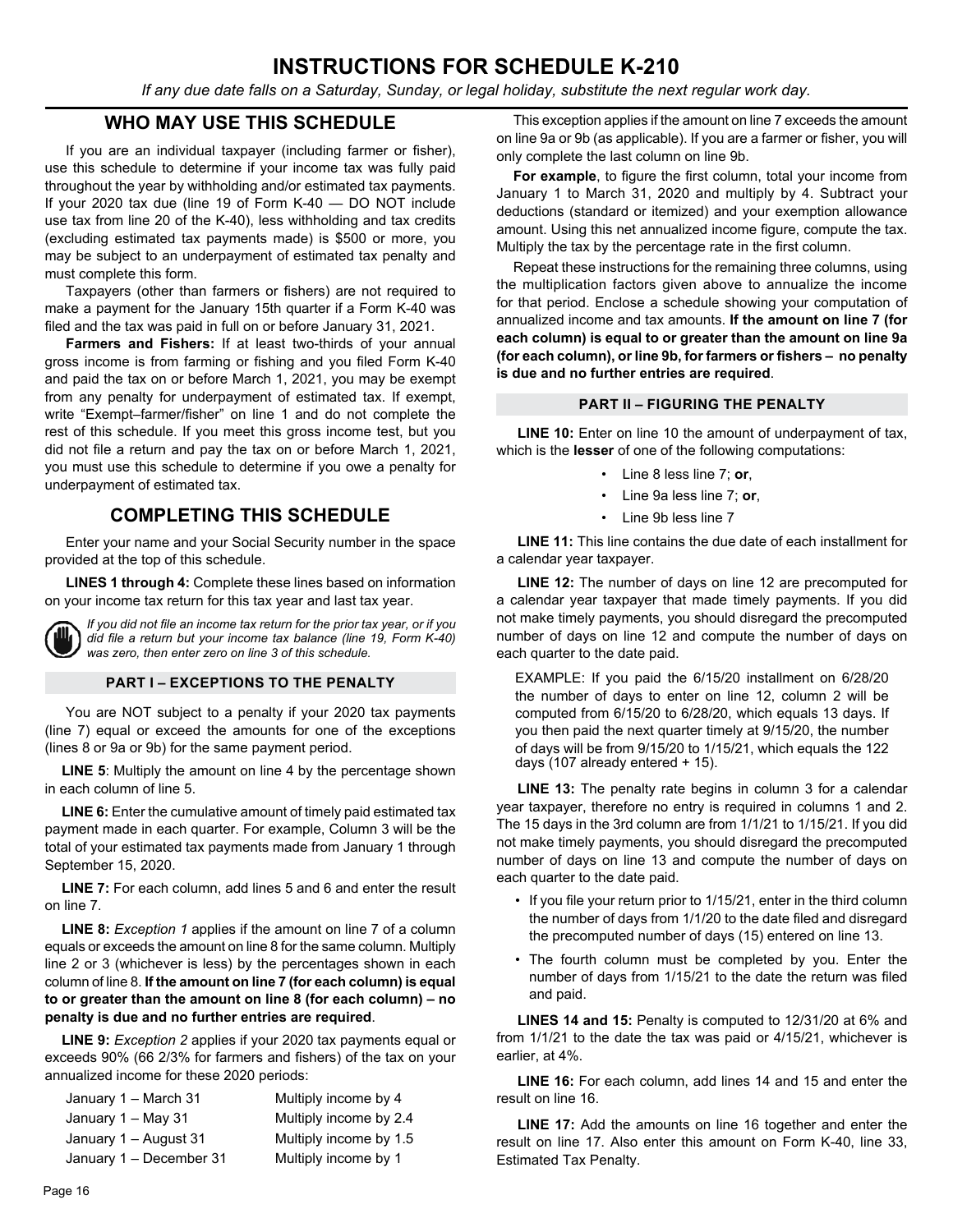# INSTRUCTIONS FOR SCHEDULE K-210

*If any due date falls on a Saturday, Sunday, or legal holiday, substitute the next regular work day.*

## WHO MAY USE THIS SCHEDULE

If you are an individual taxpayer (including farmer or fisher), use this schedule to determine if your income tax was fully paid throughout the year by withholding and/or estimated tax payments. If your 2020 tax due (line 19 of Form K-40 — DO NOT include use tax from line 20 of the K-40), less withholding and tax credits (excluding estimated tax payments made) is $500 or more, you may be subject to an underpayment of estimated tax penalty and must complete this form.

Taxpayers (other than farmers or fishers) are not required to make a payment for the January 15th quarter if a Form K-40 was filed and the tax was paid in full on or before January 31, 2021.

**Farmers and Fishers:** If at least two-thirds of your annual gross income is from farming or fishing and you filed Form K-40 and paid the tax on or before March 1, 2021, you may be exempt from any penalty for underpayment of estimated tax. If exempt, write "Exempt–farmer/fisher" on line 1 and do not complete the rest of this schedule. If you meet this gross income test, but you did not file a return and pay the tax on or before March 1, 2021, you must use this schedule to determine if you owe a penalty for underpayment of estimated tax.

## COMPLETING THIS SCHEDULE

Enter your name and your Social Security number in the space provided at the top of this schedule.

**LINES 1 through 4:** Complete these lines based on information on your income tax return for this tax year and last tax year.

*If you did not file an income tax return for the prior tax year, or if you did file a return but your income tax balance (line 19, Form K-40) was zero, then enter zero on line 3 of this schedule.*

### PART I – EXCEPTIONS TO THE PENALTY

You are NOT subject to a penalty if your 2020 tax payments (line 7) equal or exceed the amounts for one of the exceptions (lines 8 or 9a or 9b) for the same payment period.

**LINE 5**: Multiply the amount on line 4 by the percentage shown in each column of line 5.

**LINE 6:** Enter the cumulative amount of timely paid estimated tax payment made in each quarter. For example, Column 3 will be the total of your estimated tax payments made from January 1 through September 15, 2020.

**LINE 7:** For each column, add lines 5 and 6 and enter the result on line 7.

**LINE 8:** *Exception 1* applies if the amount on line 7 of a column equals or exceeds the amount on line 8 for the same column. Multiply line 2 or 3 (whichever is less) by the percentages shown in each column of line 8. **If the amount on line 7 (for each column) is equal to or greater than the amount on line 8 (for each column) – no penalty is due and no further entries are required**.

**LINE 9:** *Exception 2* applies if your 2020 tax payments equal or exceeds 90% (66 2/3% for farmers and fishers) of the tax on your annualized income for these 2020 periods:

| | |
|---|---|
| January 1 – March 31 | Multiply income by 4 |
| January 1 – May 31 | Multiply income by 2.4 |
| January 1 – August 31 | Multiply income by 1.5 |
| January 1 – December 31 | Multiply income by 1 |

This exception applies if the amount on line 7 exceeds the amount on line 9a or 9b (as applicable). If you are a farmer or fisher, you will only complete the last column on line 9b.

**For example**, to figure the first column, total your income from January 1 to March 31, 2020 and multiply by 4. Subtract your deductions (standard or itemized) and your exemption allowance amount. Using this net annualized income figure, compute the tax. Multiply the tax by the percentage rate in the first column.

Repeat these instructions for the remaining three columns, using the multiplication factors given above to annualize the income for that period. Enclose a schedule showing your computation of annualized income and tax amounts. **If the amount on line 7 (for each column) is equal to or greater than the amount on line 9a (for each column), or line 9b, for farmers or fishers – no penalty is due and no further entries are required**.

### PART II – FIGURING THE PENALTY

**LINE 10:** Enter on line 10 the amount of underpayment of tax, which is the **lesser** of one of the following computations:

- Line 8 less line 7; **or**,
- Line 9a less line 7; **or**,
- Line 9b less line 7

**LINE 11:** This line contains the due date of each installment for a calendar year taxpayer.

**LINE 12:** The number of days on line 12 are precomputed for a calendar year taxpayer that made timely payments. If you did not make timely payments, you should disregard the precomputed number of days on line 12 and compute the number of days on each quarter to the date paid.

EXAMPLE: If you paid the 6/15/20 installment on 6/28/20 the number of days to enter on line 12, column 2 will be computed from 6/15/20 to 6/28/20, which equals 13 days. If you then paid the next quarter timely at 9/15/20, the number of days will be from 9/15/20 to 1/15/21, which equals the 122 days (107 already entered + 15).

**LINE 13:** The penalty rate begins in column 3 for a calendar year taxpayer, therefore no entry is required in columns 1 and 2. The 15 days in the 3rd column are from 1/1/21 to 1/15/21. If you did not make timely payments, you should disregard the precomputed number of days on line 13 and compute the number of days on each quarter to the date paid.

- If you file your return prior to 1/15/21, enter in the third column the number of days from 1/1/20 to the date filed and disregard the precomputed number of days (15) entered on line 13.
- The fourth column must be completed by you. Enter the number of days from 1/15/21 to the date the return was filed and paid.

**LINES 14 and 15:** Penalty is computed to 12/31/20 at 6% and from 1/1/21 to the date the tax was paid or 4/15/21, whichever is earlier, at 4%.

**LINE 16:** For each column, add lines 14 and 15 and enter the result on line 16.

**LINE 17:** Add the amounts on line 16 together and enter the result on line 17. Also enter this amount on Form K-40, line 33, Estimated Tax Penalty.